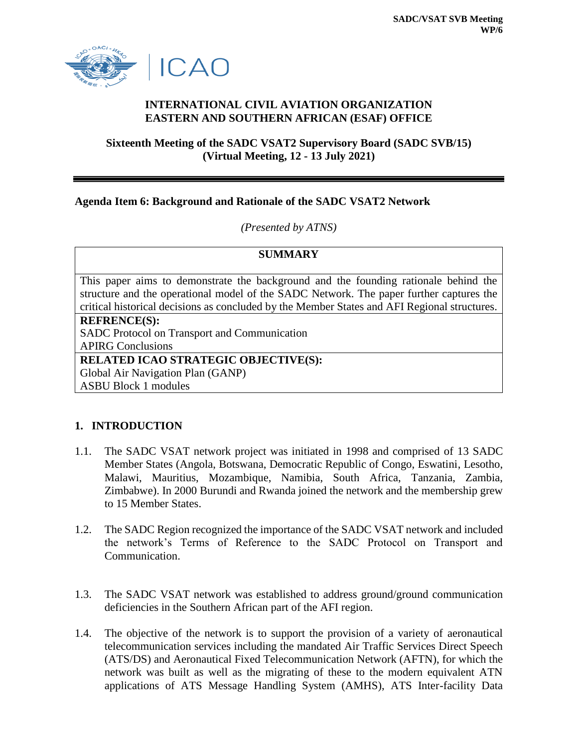**SADC/VSAT SVB Meeting**
**WP/6**

**INTERNATIONAL CIVIL AVIATION ORGANIZATION**
**EASTERN AND SOUTHERN AFRICAN (ESAF) OFFICE**

**Sixteenth Meeting of the SADC VSAT2 Supervisory Board (SADC SVB/15)**
**(Virtual Meeting, 12 - 13 July 2021)**

---

**Agenda Item 6: Background and Rationale of the SADC VSAT2 Network**

*(Presented by ATNS)*

| **SUMMARY** |
|---|
| This paper aims to demonstrate the background and the founding rationale behind the structure and the operational model of the SADC Network. The paper further captures the critical historical decisions as concluded by the Member States and AFI Regional structures. |
| **REFRENCE(S):**<br>SADC Protocol on Transport and Communication<br>APIRG Conclusions |
| **RELATED ICAO STRATEGIC OBJECTIVE(S):**<br>Global Air Navigation Plan (GANP)<br>ASBU Block 1 modules |

## 1. INTRODUCTION

1.1. The SADC VSAT network project was initiated in 1998 and comprised of 13 SADC Member States (Angola, Botswana, Democratic Republic of Congo, Eswatini, Lesotho, Malawi, Mauritius, Mozambique, Namibia, South Africa, Tanzania, Zambia, Zimbabwe). In 2000 Burundi and Rwanda joined the network and the membership grew to 15 Member States.

1.2. The SADC Region recognized the importance of the SADC VSAT network and included the network's Terms of Reference to the SADC Protocol on Transport and Communication.

1.3. The SADC VSAT network was established to address ground/ground communication deficiencies in the Southern African part of the AFI region.

1.4. The objective of the network is to support the provision of a variety of aeronautical telecommunication services including the mandated Air Traffic Services Direct Speech (ATS/DS) and Aeronautical Fixed Telecommunication Network (AFTN), for which the network was built as well as the migrating of these to the modern equivalent ATN applications of ATS Message Handling System (AMHS), ATS Inter-facility Data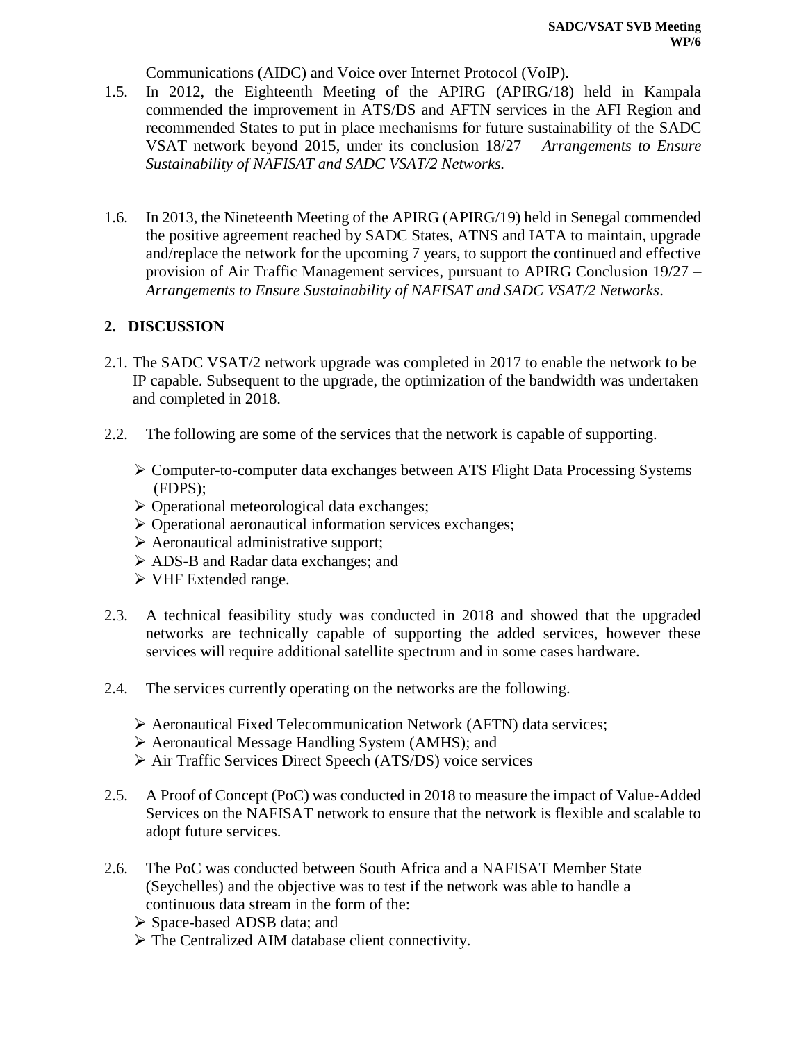Communications (AIDC) and Voice over Internet Protocol (VoIP).

1.5. In 2012, the Eighteenth Meeting of the APIRG (APIRG/18) held in Kampala commended the improvement in ATS/DS and AFTN services in the AFI Region and recommended States to put in place mechanisms for future sustainability of the SADC VSAT network beyond 2015, under its conclusion 18/27 – *Arrangements to Ensure Sustainability of NAFISAT and SADC VSAT/2 Networks.*

1.6. In 2013, the Nineteenth Meeting of the APIRG (APIRG/19) held in Senegal commended the positive agreement reached by SADC States, ATNS and IATA to maintain, upgrade and/replace the network for the upcoming 7 years, to support the continued and effective provision of Air Traffic Management services, pursuant to APIRG Conclusion 19/27 – *Arrangements to Ensure Sustainability of NAFISAT and SADC VSAT/2 Networks*.

## 2. DISCUSSION

2.1. The SADC VSAT/2 network upgrade was completed in 2017 to enable the network to be IP capable. Subsequent to the upgrade, the optimization of the bandwidth was undertaken and completed in 2018.

2.2. The following are some of the services that the network is capable of supporting.

- Computer-to-computer data exchanges between ATS Flight Data Processing Systems (FDPS);
- Operational meteorological data exchanges;
- Operational aeronautical information services exchanges;
- Aeronautical administrative support;
- ADS-B and Radar data exchanges; and
- VHF Extended range.

2.3. A technical feasibility study was conducted in 2018 and showed that the upgraded networks are technically capable of supporting the added services, however these services will require additional satellite spectrum and in some cases hardware.

2.4. The services currently operating on the networks are the following.

- Aeronautical Fixed Telecommunication Network (AFTN) data services;
- Aeronautical Message Handling System (AMHS); and
- Air Traffic Services Direct Speech (ATS/DS) voice services

2.5. A Proof of Concept (PoC) was conducted in 2018 to measure the impact of Value-Added Services on the NAFISAT network to ensure that the network is flexible and scalable to adopt future services.

2.6. The PoC was conducted between South Africa and a NAFISAT Member State (Seychelles) and the objective was to test if the network was able to handle a continuous data stream in the form of the:

- Space-based ADSB data; and
- The Centralized AIM database client connectivity.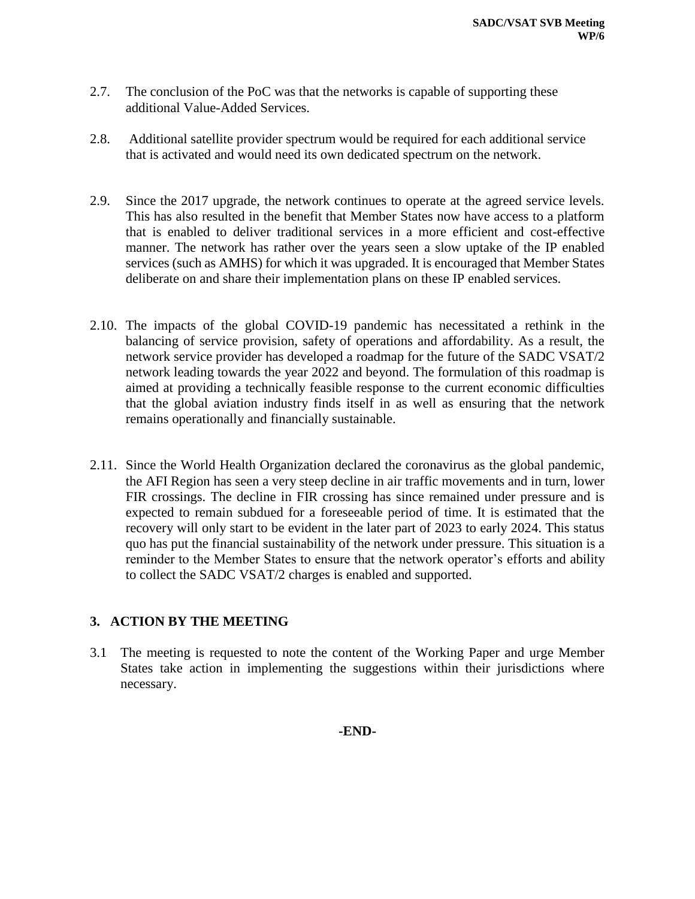2.7. The conclusion of the PoC was that the networks is capable of supporting these additional Value-Added Services.

2.8. Additional satellite provider spectrum would be required for each additional service that is activated and would need its own dedicated spectrum on the network.

2.9. Since the 2017 upgrade, the network continues to operate at the agreed service levels. This has also resulted in the benefit that Member States now have access to a platform that is enabled to deliver traditional services in a more efficient and cost-effective manner. The network has rather over the years seen a slow uptake of the IP enabled services (such as AMHS) for which it was upgraded. It is encouraged that Member States deliberate on and share their implementation plans on these IP enabled services.

2.10. The impacts of the global COVID-19 pandemic has necessitated a rethink in the balancing of service provision, safety of operations and affordability. As a result, the network service provider has developed a roadmap for the future of the SADC VSAT/2 network leading towards the year 2022 and beyond. The formulation of this roadmap is aimed at providing a technically feasible response to the current economic difficulties that the global aviation industry finds itself in as well as ensuring that the network remains operationally and financially sustainable.

2.11. Since the World Health Organization declared the coronavirus as the global pandemic, the AFI Region has seen a very steep decline in air traffic movements and in turn, lower FIR crossings. The decline in FIR crossing has since remained under pressure and is expected to remain subdued for a foreseeable period of time. It is estimated that the recovery will only start to be evident in the later part of 2023 to early 2024. This status quo has put the financial sustainability of the network under pressure. This situation is a reminder to the Member States to ensure that the network operator's efforts and ability to collect the SADC VSAT/2 charges is enabled and supported.

## 3. ACTION BY THE MEETING

3.1 The meeting is requested to note the content of the Working Paper and urge Member States take action in implementing the suggestions within their jurisdictions where necessary.

**-END-**